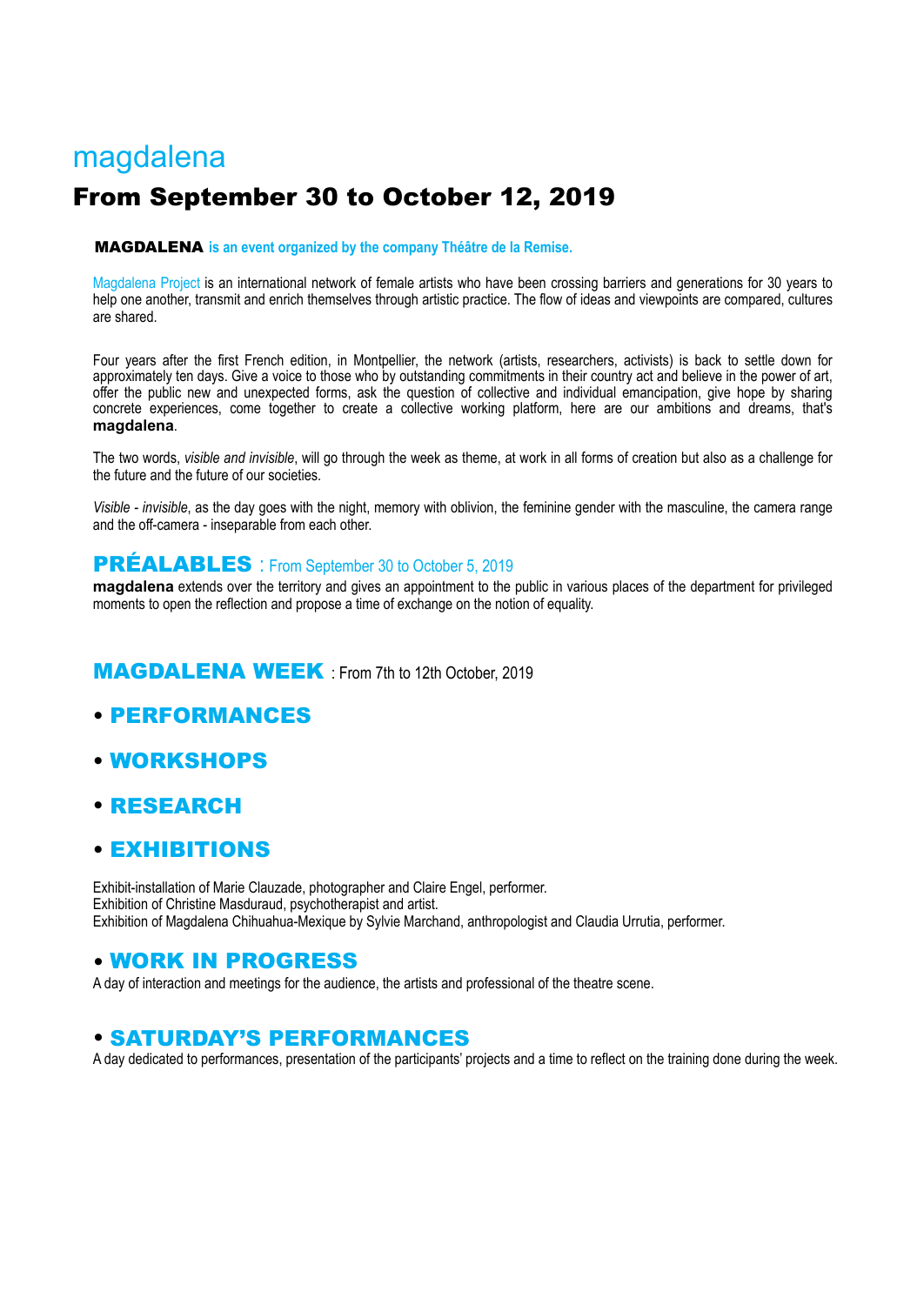# magdalena

## From September 30 to October 12, 2019

**MAGDALENA** **is an event organized by the company Théâtre de la Remise.**

Magdalena Project is an international network of female artists who have been crossing barriers and generations for 30 years to help one another, transmit and enrich themselves through artistic practice. The flow of ideas and viewpoints are compared, cultures are shared.

Four years after the first French edition, in Montpellier, the network (artists, researchers, activists) is back to settle down for approximately ten days. Give a voice to those who by outstanding commitments in their country act and believe in the power of art, offer the public new and unexpected forms, ask the question of collective and individual emancipation, give hope by sharing concrete experiences, come together to create a collective working platform, here are our ambitions and dreams, that's **magdalena**.

The two words, *visible and invisible*, will go through the week as theme, at work in all forms of creation but also as a challenge for the future and the future of our societies.

*Visible - invisible*, as the day goes with the night, memory with oblivion, the feminine gender with the masculine, the camera range and the off-camera - inseparable from each other.

### PRÉALABLES : From September 30 to October 5, 2019

**magdalena** extends over the territory and gives an appointment to the public in various places of the department for privileged moments to open the reflection and propose a time of exchange on the notion of equality.

### MAGDALENA WEEK : From 7th to 12th October, 2019

### • PERFORMANCES

### • WORKSHOPS

### • RESEARCH

### • EXHIBITIONS

Exhibit-installation of Marie Clauzade, photographer and Claire Engel, performer.
Exhibition of Christine Masduraud, psychotherapist and artist.
Exhibition of Magdalena Chihuahua-Mexique by Sylvie Marchand, anthropologist and Claudia Urrutia, performer.

### • WORK IN PROGRESS

A day of interaction and meetings for the audience, the artists and professional of the theatre scene.

### • SATURDAY'S PERFORMANCES

A day dedicated to performances, presentation of the participants' projects and a time to reflect on the training done during the week.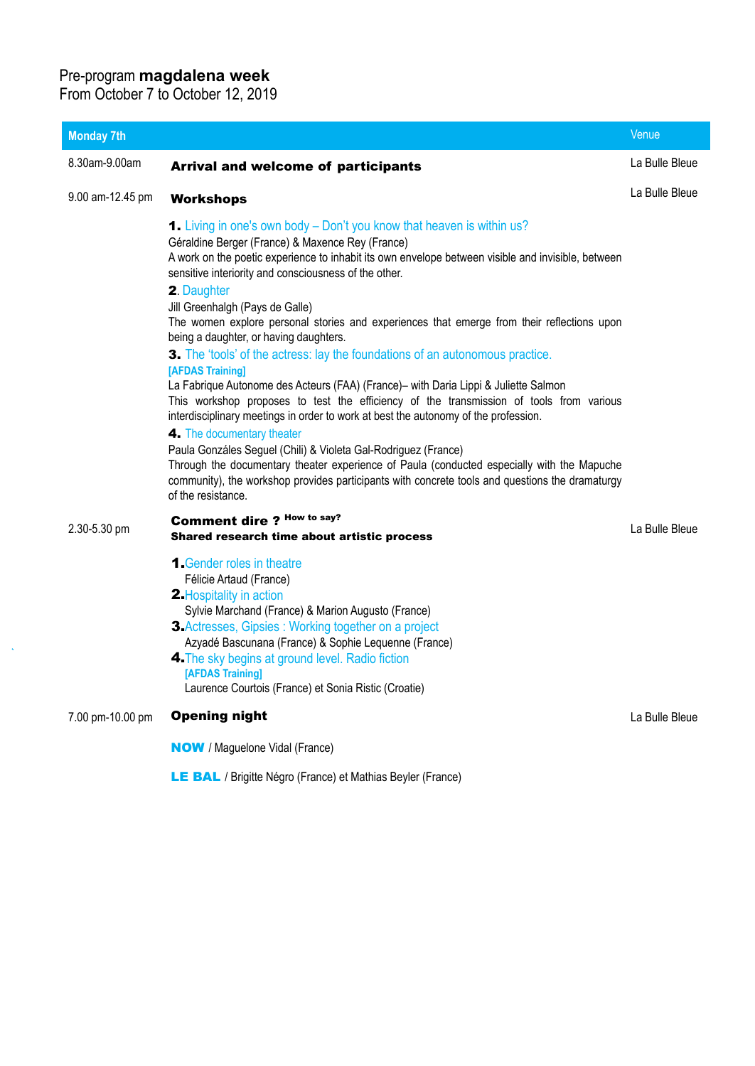Pre-program **magdalena week**
From October 7 to October 12, 2019

| **Monday 7th** | | Venue |
|---|---|---|
| 8.30am-9.00am | **Arrival and welcome of participants** | La Bulle Bleue |
| 9.00 am-12.45 pm | **Workshops**<br><br>**1.** Living in one's own body – Don't you know that heaven is within us?<br>Géraldine Berger (France) & Maxence Rey (France)<br>A work on the poetic experience to inhabit its own envelope between visible and invisible, between sensitive interiority and consciousness of the other.<br><br>**2**. Daughter<br>Jill Greenhalgh (Pays de Galle)<br>The women explore personal stories and experiences that emerge from their reflections upon being a daughter, or having daughters.<br><br>**3.** The 'tools' of the actress: lay the foundations of an autonomous practice.<br>**[AFDAS Training]**<br>La Fabrique Autonome des Acteurs (FAA) (France)– with Daria Lippi & Juliette Salmon<br>This workshop proposes to test the efficiency of the transmission of tools from various interdisciplinary meetings in order to work at best the autonomy of the profession.<br><br>**4.** The documentary theater<br>Paula Gonzáles Seguel (Chili) & Violeta Gal-Rodriguez (France)<br>Through the documentary theater experience of Paula (conducted especially with the Mapuche community), the workshop provides participants with concrete tools and questions the dramaturgy of the resistance. | La Bulle Bleue |
| 2.30-5.30 pm | **Comment dire ?** **How to say?**<br>**Shared research time about artistic process**<br><br>**1.** Gender roles in theatre<br>Félicie Artaud (France)<br>**2.** Hospitality in action<br>Sylvie Marchand (France) & Marion Augusto (France)<br>**3.** Actresses, Gipsies : Working together on a project<br>Azyadé Bascunana (France) & Sophie Lequenne (France)<br>**4.** The sky begins at ground level. Radio fiction<br>**[AFDAS Training]**<br>Laurence Courtois (France) et Sonia Ristic (Croatie) | La Bulle Bleue |
| 7.00 pm-10.00 pm | **Opening night**<br><br>**NOW** / Maguelone Vidal (France)<br><br>**LE BAL** / Brigitte Négro (France) et Mathias Beyler (France) | La Bulle Bleue |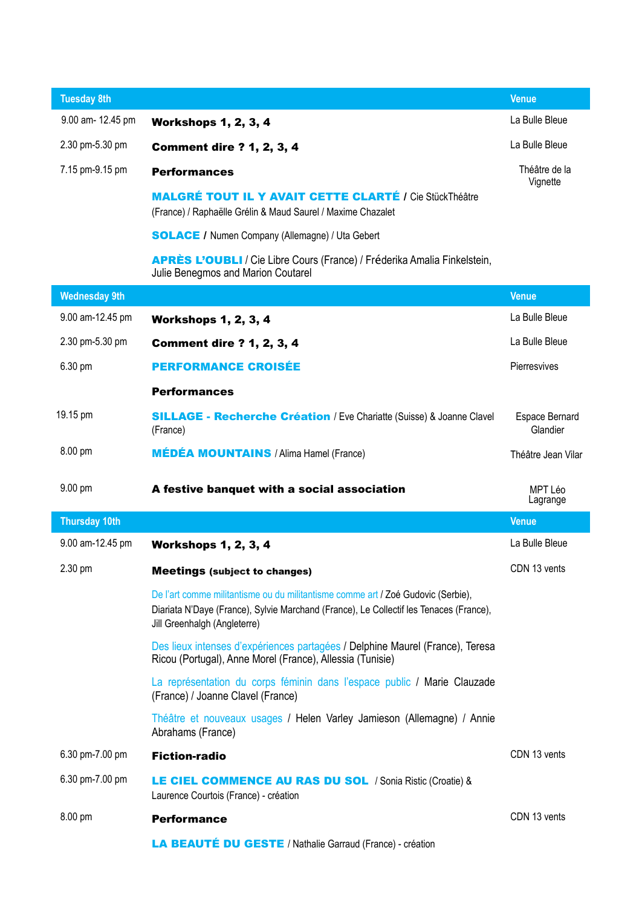| Tuesday 8th | | Venue |
|---|---|---|
| 9.00 am- 12.45 pm | **Workshops 1, 2, 3, 4** | La Bulle Bleue |
| 2.30 pm-5.30 pm | **Comment dire ? 1, 2, 3, 4** | La Bulle Bleue |
| 7.15 pm-9.15 pm | **Performances** | Théâtre de la Vignette |
| | **MALGRÉ TOUT IL Y AVAIT CETTE CLARTÉ** / Cie StückThéâtre (France) / Raphaëlle Grélin & Maud Saurel / Maxime Chazalet | |
| | **SOLACE** / Numen Company (Allemagne) / Uta Gebert | |
| | **APRÈS L'OUBLI** / Cie Libre Cours (France) / Fréderika Amalia Finkelstein, Julie Benegmos and Marion Coutarel | |

| Wednesday 9th | | Venue |
|---|---|---|
| 9.00 am-12.45 pm | **Workshops 1, 2, 3, 4** | La Bulle Bleue |
| 2.30 pm-5.30 pm | **Comment dire ? 1, 2, 3, 4** | La Bulle Bleue |
| 6.30 pm | **PERFORMANCE CROISÉE** | Pierresvives |
| | **Performances** | |
| 19.15 pm | **SILLAGE - Recherche Création** / Eve Chariatte (Suisse) & Joanne Clavel (France) | Espace Bernard Glandier |
| 8.00 pm | **MÉDÉA MOUNTAINS** / Alima Hamel (France) | Théâtre Jean Vilar |
| 9.00 pm | **A festive banquet with a social association** | MPT Léo Lagrange |

| Thursday 10th | | Venue |
|---|---|---|
| 9.00 am-12.45 pm | **Workshops 1, 2, 3, 4** | La Bulle Bleue |
| 2.30 pm | **Meetings (subject to changes)** | CDN 13 vents |
| | De l'art comme militantisme ou du militantisme comme art / Zoé Gudovic (Serbie), Diariata N'Daye (France), Sylvie Marchand (France), Le Collectif les Tenaces (France), Jill Greenhalgh (Angleterre) | |
| | Des lieux intenses d'expériences partagées / Delphine Maurel (France), Teresa Ricou (Portugal), Anne Morel (France), Allessia (Tunisie) | |
| | La représentation du corps féminin dans l'espace public / Marie Clauzade (France) / Joanne Clavel (France) | |
| | Théâtre et nouveaux usages / Helen Varley Jamieson (Allemagne) / Annie Abrahams (France) | |
| 6.30 pm-7.00 pm | **Fiction-radio** | CDN 13 vents |
| 6.30 pm-7.00 pm | **LE CIEL COMMENCE AU RAS DU SOL** / Sonia Ristic (Croatie) & Laurence Courtois (France) - création | |
| 8.00 pm | **Performance** | CDN 13 vents |
| | **LA BEAUTÉ DU GESTE** / Nathalie Garraud (France) - création | |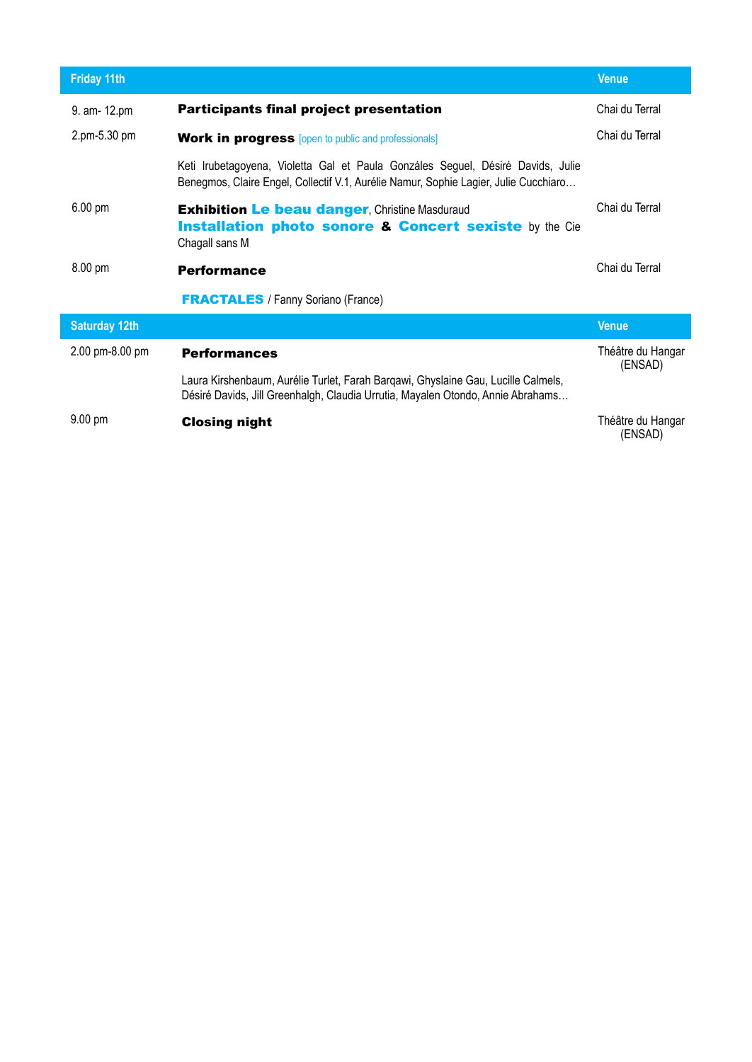| Friday 11th | | Venue |
|---|---|---|
| 9. am- 12.pm | **Participants final project presentation** | Chai du Terral |
| 2.pm-5.30 pm | **Work in progress** [open to public and professionals]<br><br>Keti Irubetagoyena, Violetta Gal et Paula Gonzáles Seguel, Désiré Davids, Julie Benegmos, Claire Engel, Collectif V.1, Aurélie Namur, Sophie Lagier, Julie Cucchiaro… | Chai du Terral |
| 6.00 pm | **Exhibition Le beau danger**, Christine Masduraud<br>**Installation photo sonore & Concert sexiste** by the Cie Chagall sans M | Chai du Terral |
| 8.00 pm | **Performance**<br><br>**FRACTALES** / Fanny Soriano (France) | Chai du Terral |

| Saturday 12th | | Venue |
|---|---|---|
| 2.00 pm-8.00 pm | **Performances**<br><br>Laura Kirshenbaum, Aurélie Turlet, Farah Barqawi, Ghyslaine Gau, Lucille Calmels, Désiré Davids, Jill Greenhalgh, Claudia Urrutia, Mayalen Otondo, Annie Abrahams… | Théâtre du Hangar (ENSAD) |
| 9.00 pm | **Closing night** | Théâtre du Hangar (ENSAD) |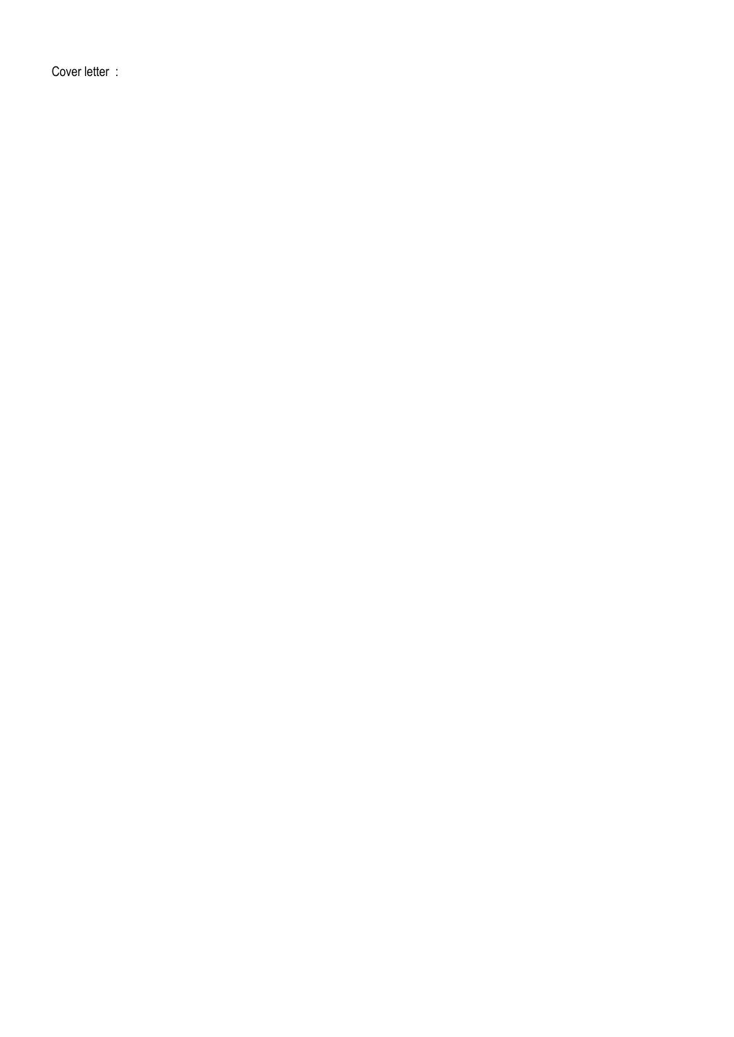Cover letter :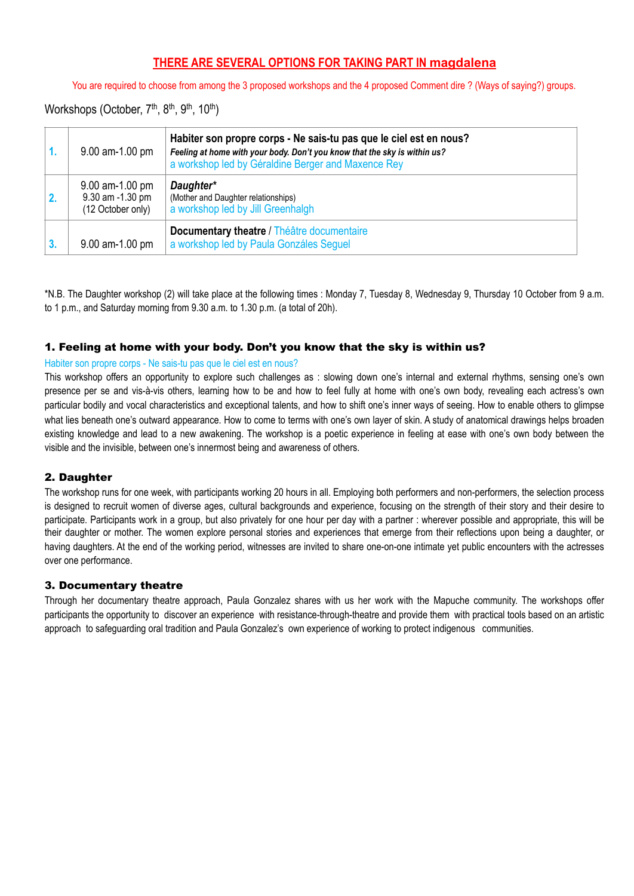## THERE ARE SEVERAL OPTIONS FOR TAKING PART IN magdalena

You are required to choose from among the 3 proposed workshops and the 4 proposed Comment dire ? (Ways of saying?) groups.

Workshops (October, 7th, 8th, 9th, 10th)

| | | |
|---|---|---|
| 1. | 9.00 am-1.00 pm | **Habiter son propre corps - Ne sais-tu pas que le ciel est en nous?**<br>***Feeling at home with your body. Don't you know that the sky is within us?***<br>a workshop led by Géraldine Berger and Maxence Rey |
| 2. | 9.00 am-1.00 pm<br>9.30 am -1.30 pm<br>(12 October only) | ***Daughter****<br>(Mother and Daughter relationships)<br>a workshop led by Jill Greenhalgh |
| 3. | 9.00 am-1.00 pm | **Documentary theatre** / Théâtre documentaire<br>a workshop led by Paula Gonzáles Seguel |

*N.B. The Daughter workshop (2) will take place at the following times : Monday 7, Tuesday 8, Wednesday 9, Thursday 10 October from 9 a.m. to 1 p.m., and Saturday morning from 9.30 a.m. to 1.30 p.m. (a total of 20h).

### 1. Feeling at home with your body. Don't you know that the sky is within us?

Habiter son propre corps - Ne sais-tu pas que le ciel est en nous?

This workshop offers an opportunity to explore such challenges as : slowing down one's internal and external rhythms, sensing one's own presence per se and vis-à-vis others, learning how to be and how to feel fully at home with one's own body, revealing each actress's own particular bodily and vocal characteristics and exceptional talents, and how to shift one's inner ways of seeing. How to enable others to glimpse what lies beneath one's outward appearance. How to come to terms with one's own layer of skin. A study of anatomical drawings helps broaden existing knowledge and lead to a new awakening. The workshop is a poetic experience in feeling at ease with one's own body between the visible and the invisible, between one's innermost being and awareness of others.

### 2. Daughter

The workshop runs for one week, with participants working 20 hours in all. Employing both performers and non-performers, the selection process is designed to recruit women of diverse ages, cultural backgrounds and experience, focusing on the strength of their story and their desire to participate. Participants work in a group, but also privately for one hour per day with a partner : wherever possible and appropriate, this will be their daughter or mother. The women explore personal stories and experiences that emerge from their reflections upon being a daughter, or having daughters. At the end of the working period, witnesses are invited to share one-on-one intimate yet public encounters with the actresses over one performance.

### 3. Documentary theatre

Through her documentary theatre approach, Paula Gonzalez shares with us her work with the Mapuche community. The workshops offer participants the opportunity to discover an experience with resistance-through-theatre and provide them with practical tools based on an artistic approach to safeguarding oral tradition and Paula Gonzalez's own experience of working to protect indigenous communities.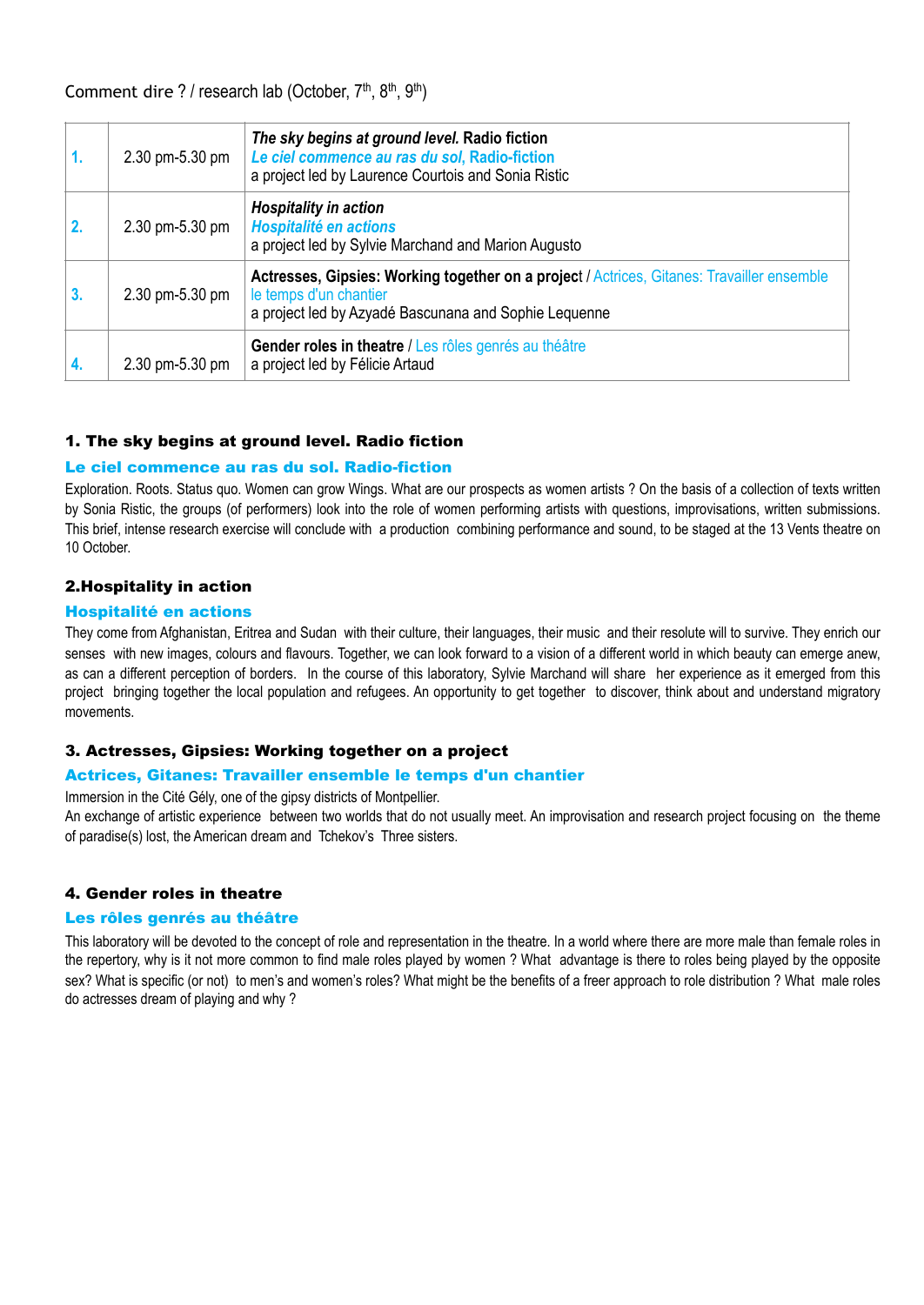Comment dire ? / research lab (October, 7th, 8th, 9th)

| | | |
|---|---|---|
| 1. | 2.30 pm-5.30 pm | ***The sky begins at ground level.* Radio fiction**<br>***Le ciel commence au ras du sol*, Radio-fiction**<br>a project led by Laurence Courtois and Sonia Ristic |
| 2. | 2.30 pm-5.30 pm | ***Hospitality in action***<br>***Hospitalité en actions***<br>a project led by Sylvie Marchand and Marion Augusto |
| 3. | 2.30 pm-5.30 pm | **Actresses, Gipsies: Working together on a project** / Actrices, Gitanes: Travailler ensemble le temps d'un chantier<br>a project led by Azyadé Bascunana and Sophie Lequenne |
| 4. | 2.30 pm-5.30 pm | **Gender roles in theatre** / Les rôles genrés au théâtre<br>a project led by Félicie Artaud |

## 1. The sky begins at ground level. Radio fiction

### Le ciel commence au ras du sol. Radio-fiction

Exploration. Roots. Status quo. Women can grow Wings. What are our prospects as women artists ? On the basis of a collection of texts written by Sonia Ristic, the groups (of performers) look into the role of women performing artists with questions, improvisations, written submissions. This brief, intense research exercise will conclude with a production combining performance and sound, to be staged at the 13 Vents theatre on 10 October.

## 2.Hospitality in action

### Hospitalité en actions

They come from Afghanistan, Eritrea and Sudan with their culture, their languages, their music and their resolute will to survive. They enrich our senses with new images, colours and flavours. Together, we can look forward to a vision of a different world in which beauty can emerge anew, as can a different perception of borders. In the course of this laboratory, Sylvie Marchand will share her experience as it emerged from this project bringing together the local population and refugees. An opportunity to get together to discover, think about and understand migratory movements.

## 3. Actresses, Gipsies: Working together on a project

### Actrices, Gitanes: Travailler ensemble le temps d'un chantier

Immersion in the Cité Gély, one of the gipsy districts of Montpellier.

An exchange of artistic experience between two worlds that do not usually meet. An improvisation and research project focusing on the theme of paradise(s) lost, the American dream and Tchekov's Three sisters.

## 4. Gender roles in theatre

### Les rôles genrés au théâtre

This laboratory will be devoted to the concept of role and representation in the theatre. In a world where there are more male than female roles in the repertory, why is it not more common to find male roles played by women ? What advantage is there to roles being played by the opposite sex? What is specific (or not) to men's and women's roles? What might be the benefits of a freer approach to role distribution ? What male roles do actresses dream of playing and why ?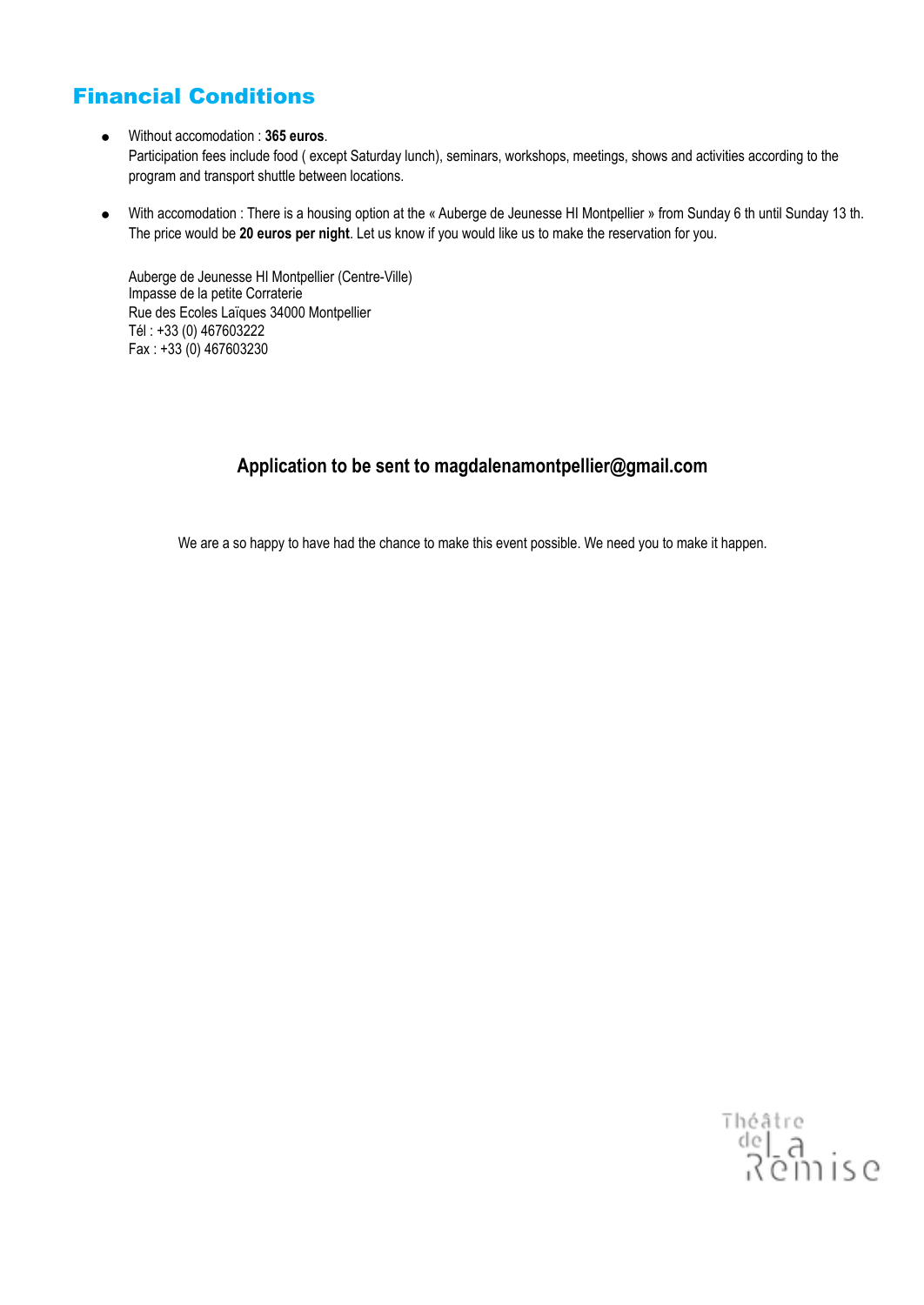## Financial Conditions

- Without accomodation : **365 euros**.
  Participation fees include food ( except Saturday lunch), seminars, workshops, meetings, shows and activities according to the program and transport shuttle between locations.

- With accomodation : There is a housing option at the « Auberge de Jeunesse HI Montpellier » from Sunday 6 th until Sunday 13 th. The price would be **20 euros per night**. Let us know if you would like us to make the reservation for you.

  Auberge de Jeunesse HI Montpellier (Centre-Ville)
  Impasse de la petite Corraterie
  Rue des Ecoles Laïques 34000 Montpellier
  Tél : +33 (0) 467603222
  Fax : +33 (0) 467603230

**Application to be sent to magdalenamontpellier@gmail.com**

We are a so happy to have had the chance to make this event possible. We need you to make it happen.

Théâtre de la Remise